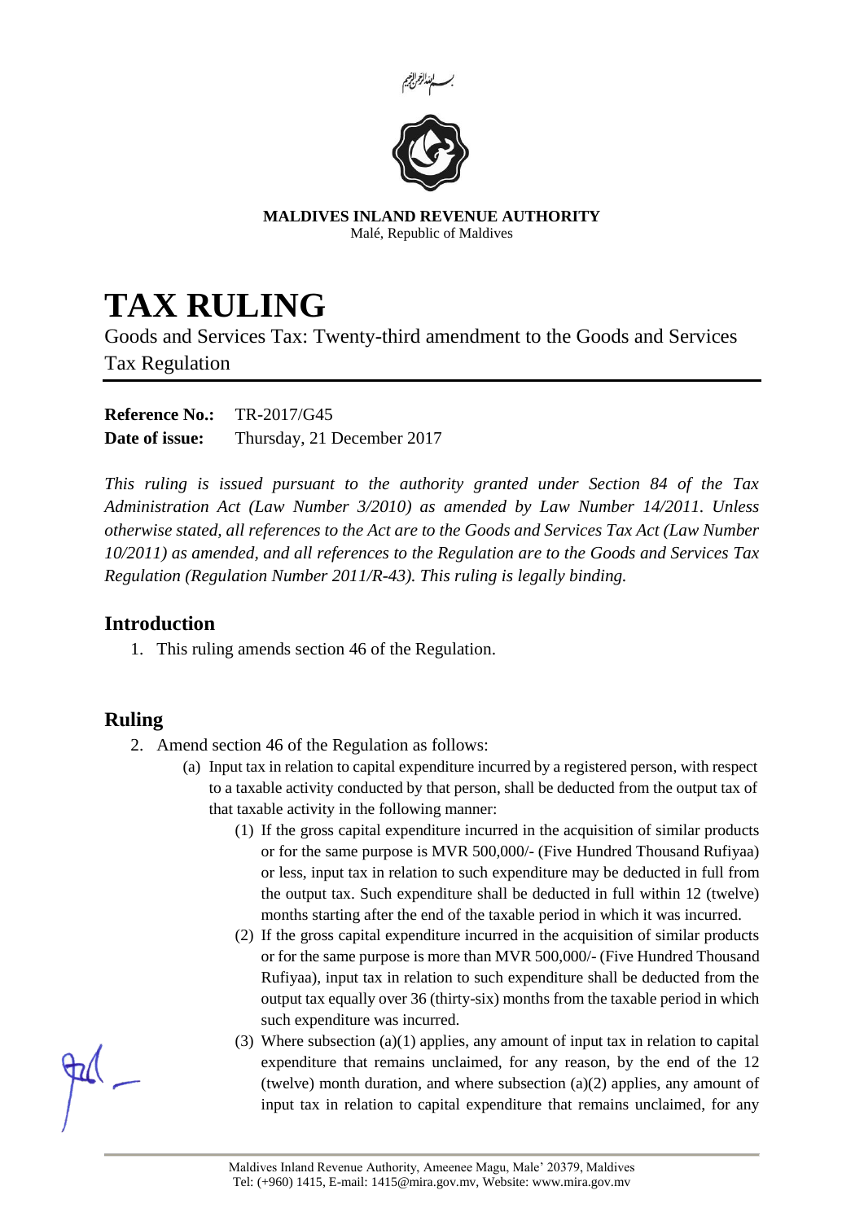بسم الله الرحمن الرحيم

**MALDIVES INLAND REVENUE AUTHORITY**
Malé, Republic of Maldives

# TAX RULING

Goods and Services Tax: Twenty-third amendment to the Goods and Services Tax Regulation

**Reference No.:** TR-2017/G45
**Date of issue:** Thursday, 21 December 2017

*This ruling is issued pursuant to the authority granted under Section 84 of the Tax Administration Act (Law Number 3/2010) as amended by Law Number 14/2011. Unless otherwise stated, all references to the Act are to the Goods and Services Tax Act (Law Number 10/2011) as amended, and all references to the Regulation are to the Goods and Services Tax Regulation (Regulation Number 2011/R-43). This ruling is legally binding.*

## Introduction

1. This ruling amends section 46 of the Regulation.

## Ruling

2. Amend section 46 of the Regulation as follows:
   - (a) Input tax in relation to capital expenditure incurred by a registered person, with respect to a taxable activity conducted by that person, shall be deducted from the output tax of that taxable activity in the following manner:
     - (1) If the gross capital expenditure incurred in the acquisition of similar products or for the same purpose is MVR 500,000/- (Five Hundred Thousand Rufiyaa) or less, input tax in relation to such expenditure may be deducted in full from the output tax. Such expenditure shall be deducted in full within 12 (twelve) months starting after the end of the taxable period in which it was incurred.
     - (2) If the gross capital expenditure incurred in the acquisition of similar products or for the same purpose is more than MVR 500,000/- (Five Hundred Thousand Rufiyaa), input tax in relation to such expenditure shall be deducted from the output tax equally over 36 (thirty-six) months from the taxable period in which such expenditure was incurred.
     - (3) Where subsection (a)(1) applies, any amount of input tax in relation to capital expenditure that remains unclaimed, for any reason, by the end of the 12 (twelve) month duration, and where subsection (a)(2) applies, any amount of input tax in relation to capital expenditure that remains unclaimed, for any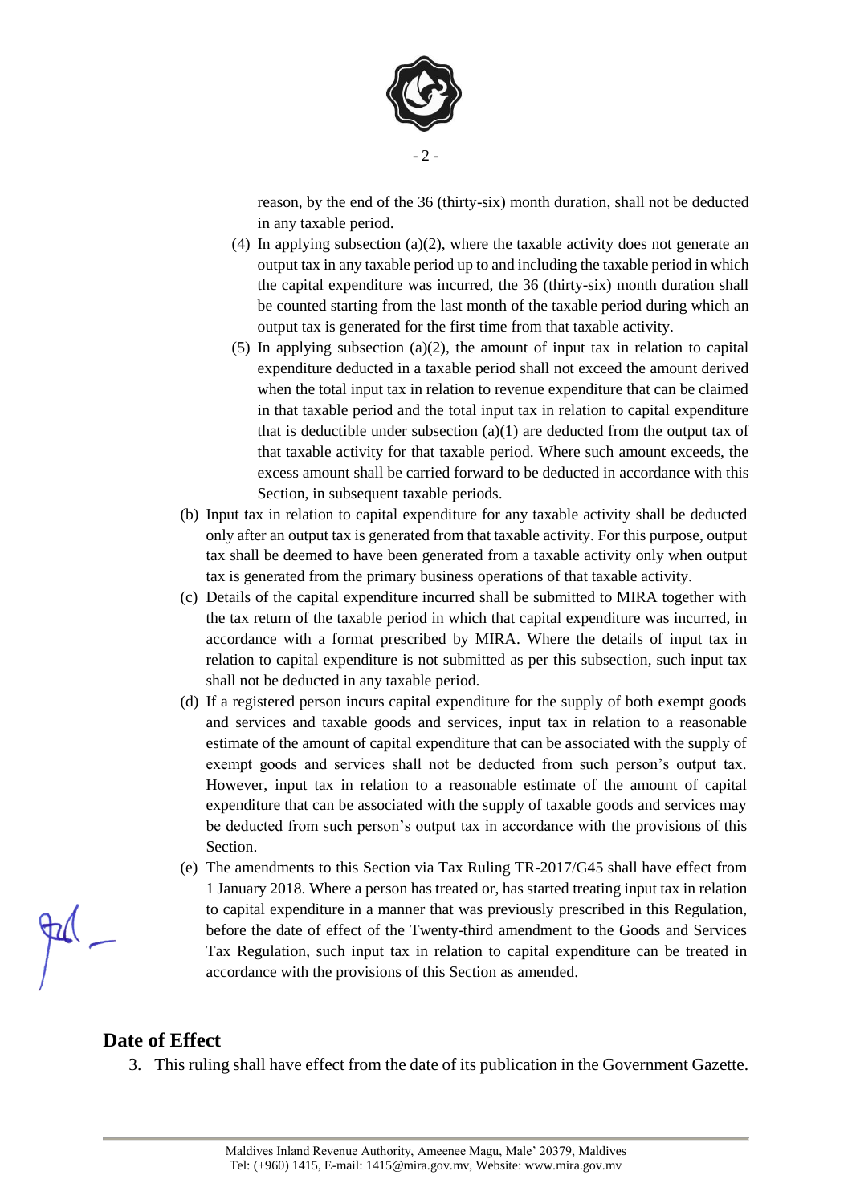reason, by the end of the 36 (thirty-six) month duration, shall not be deducted in any taxable period.

(4) In applying subsection (a)(2), where the taxable activity does not generate an output tax in any taxable period up to and including the taxable period in which the capital expenditure was incurred, the 36 (thirty-six) month duration shall be counted starting from the last month of the taxable period during which an output tax is generated for the first time from that taxable activity.

(5) In applying subsection (a)(2), the amount of input tax in relation to capital expenditure deducted in a taxable period shall not exceed the amount derived when the total input tax in relation to revenue expenditure that can be claimed in that taxable period and the total input tax in relation to capital expenditure that is deductible under subsection (a)(1) are deducted from the output tax of that taxable activity for that taxable period. Where such amount exceeds, the excess amount shall be carried forward to be deducted in accordance with this Section, in subsequent taxable periods.

(b) Input tax in relation to capital expenditure for any taxable activity shall be deducted only after an output tax is generated from that taxable activity. For this purpose, output tax shall be deemed to have been generated from a taxable activity only when output tax is generated from the primary business operations of that taxable activity.

(c) Details of the capital expenditure incurred shall be submitted to MIRA together with the tax return of the taxable period in which that capital expenditure was incurred, in accordance with a format prescribed by MIRA. Where the details of input tax in relation to capital expenditure is not submitted as per this subsection, such input tax shall not be deducted in any taxable period.

(d) If a registered person incurs capital expenditure for the supply of both exempt goods and services and taxable goods and services, input tax in relation to a reasonable estimate of the amount of capital expenditure that can be associated with the supply of exempt goods and services shall not be deducted from such person's output tax. However, input tax in relation to a reasonable estimate of the amount of capital expenditure that can be associated with the supply of taxable goods and services may be deducted from such person's output tax in accordance with the provisions of this Section.

(e) The amendments to this Section via Tax Ruling TR-2017/G45 shall have effect from 1 January 2018. Where a person has treated or, has started treating input tax in relation to capital expenditure in a manner that was previously prescribed in this Regulation, before the date of effect of the Twenty-third amendment to the Goods and Services Tax Regulation, such input tax in relation to capital expenditure can be treated in accordance with the provisions of this Section as amended.

## Date of Effect

3. This ruling shall have effect from the date of its publication in the Government Gazette.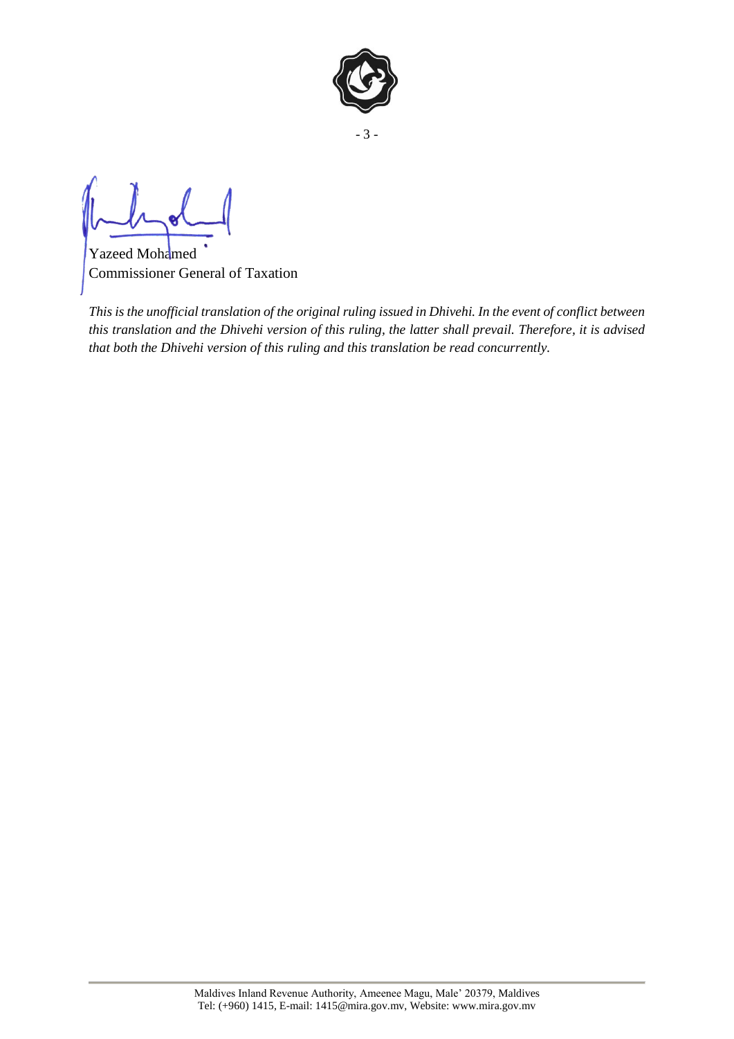Yazeed Mohamed
Commissioner General of Taxation

*This is the unofficial translation of the original ruling issued in Dhivehi. In the event of conflict between this translation and the Dhivehi version of this ruling, the latter shall prevail. Therefore, it is advised that both the Dhivehi version of this ruling and this translation be read concurrently.*